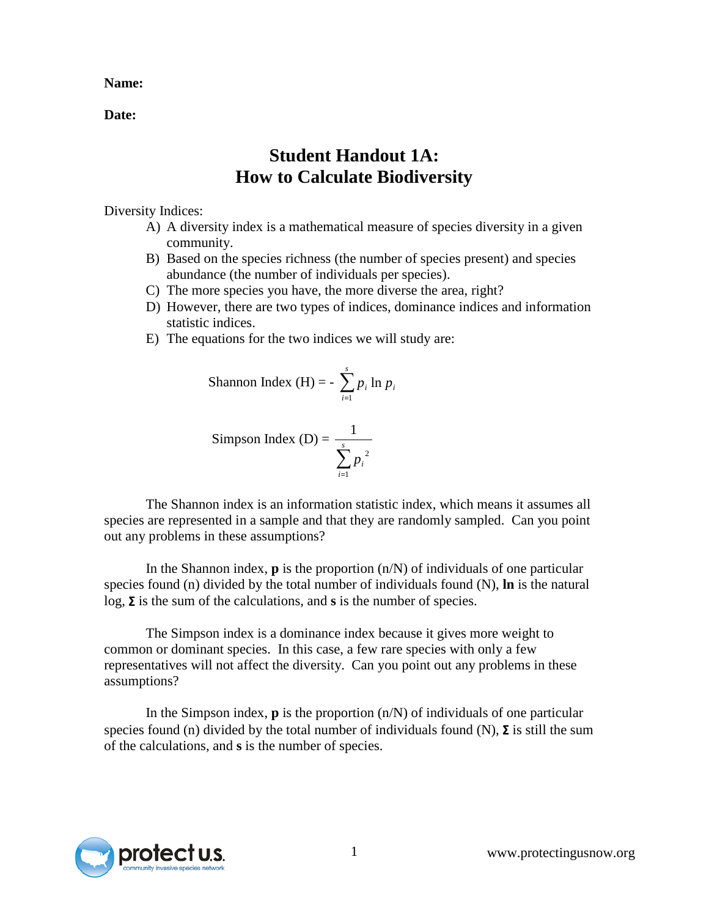**Name:**

**Date:**

# Student Handout 1A: How to Calculate Biodiversity

Diversity Indices:

A) A diversity index is a mathematical measure of species diversity in a given community.
B) Based on the species richness (the number of species present) and species abundance (the number of individuals per species).
C) The more species you have, the more diverse the area, right?
D) However, there are two types of indices, dominance indices and information statistic indices.
E) The equations for the two indices we will study are:

$$\text{Shannon Index (H)} = -\sum_{i=1}^{s} p_i \ln p_i$$

$$\text{Simpson Index (D)} = \frac{1}{\sum_{i=1}^{s} p_i^{2}}$$

The Shannon index is an information statistic index, which means it assumes all species are represented in a sample and that they are randomly sampled. Can you point out any problems in these assumptions?

In the Shannon index, **p** is the proportion (n/N) of individuals of one particular species found (n) divided by the total number of individuals found (N), **ln** is the natural log, **Σ** is the sum of the calculations, and **s** is the number of species.

The Simpson index is a dominance index because it gives more weight to common or dominant species. In this case, a few rare species with only a few representatives will not affect the diversity. Can you point out any problems in these assumptions?

In the Simpson index, **p** is the proportion (n/N) of individuals of one particular species found (n) divided by the total number of individuals found (N), **Σ** is still the sum of the calculations, and **s** is the number of species.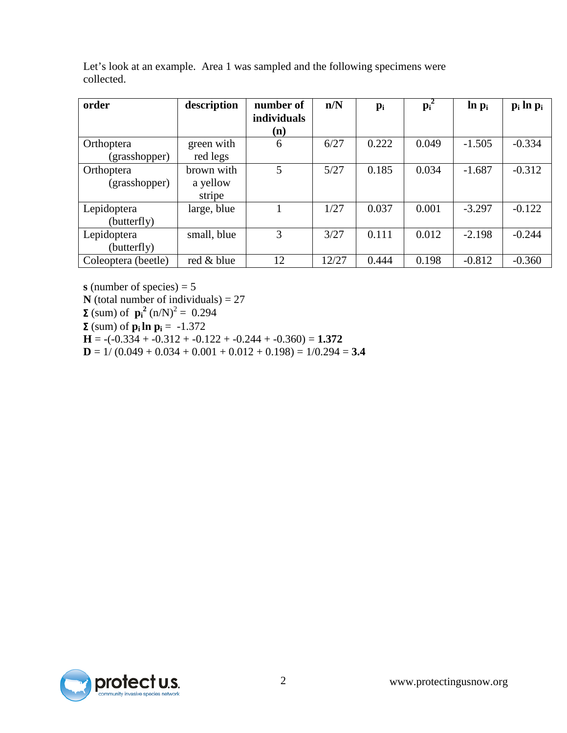Let's look at an example. Area 1 was sampled and the following specimens were collected.

| order | description | number of individuals (n) | n/N | $p_i$ | $p_i^2$ | ln $p_i$ | $p_i$ ln $p_i$ |
|---|---|---|---|---|---|---|---|
| Orthoptera (grasshopper) | green with red legs | 6 | 6/27 | 0.222 | 0.049 | -1.505 | -0.334 |
| Orthoptera (grasshopper) | brown with a yellow stripe | 5 | 5/27 | 0.185 | 0.034 | -1.687 | -0.312 |
| Lepidoptera (butterfly) | large, blue | 1 | 1/27 | 0.037 | 0.001 | -3.297 | -0.122 |
| Lepidoptera (butterfly) | small, blue | 3 | 3/27 | 0.111 | 0.012 | -2.198 | -0.244 |
| Coleoptera (beetle) | red & blue | 12 | 12/27 | 0.444 | 0.198 | -0.812 | -0.360 |

**s** (number of species) = 5

**N** (total number of individuals) = 27

**Σ** (sum) of $\mathbf{p_i^2}$ $(n/N)^2$ = 0.294

**Σ** (sum) of $\mathbf{p_i \ln p_i}$ = -1.372

**H** = -(-0.334 + -0.312 + -0.122 + -0.244 + -0.360) = **1.372**

**D** = 1/ (0.049 + 0.034 + 0.001 + 0.012 + 0.198) = 1/0.294 = **3.4**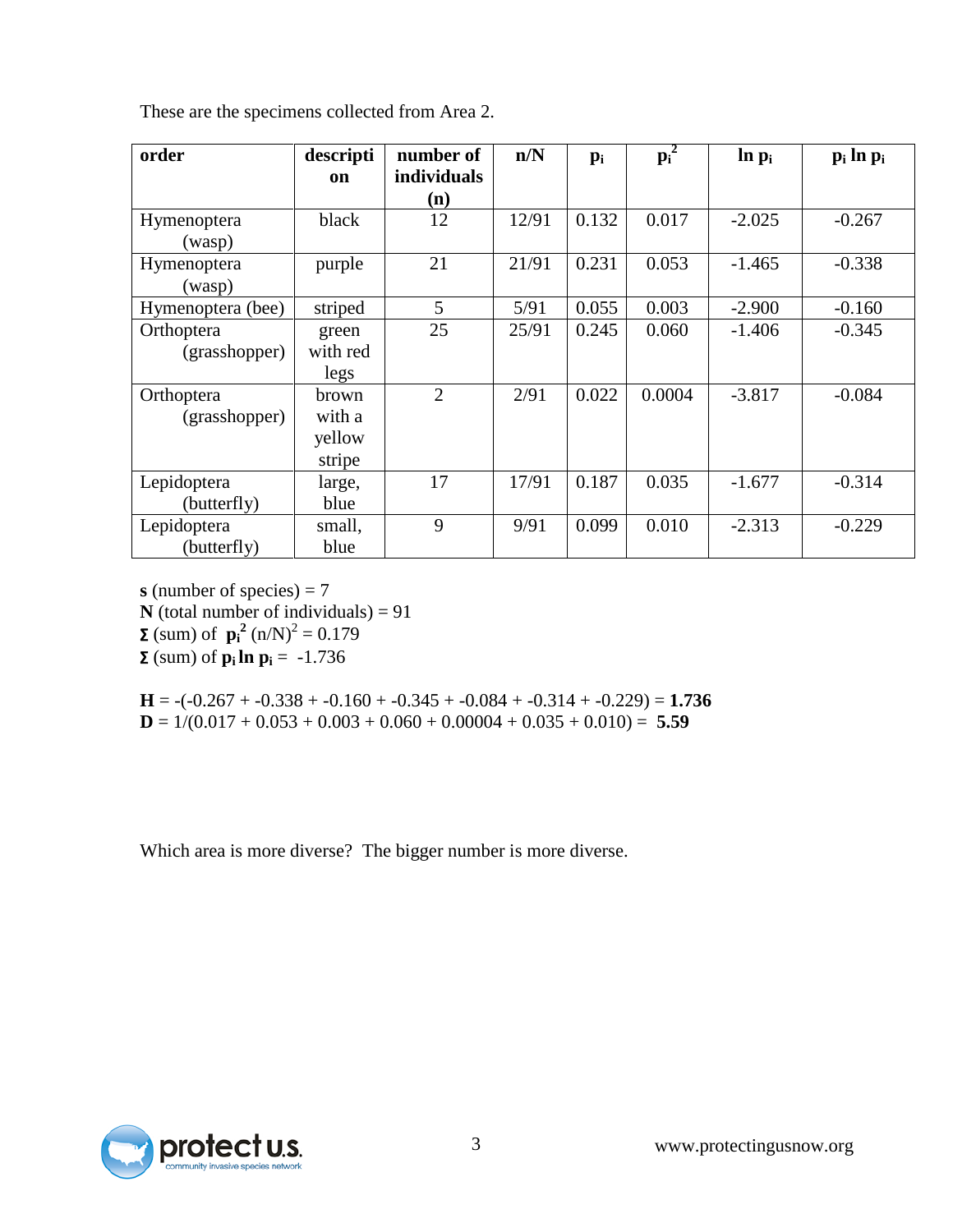These are the specimens collected from Area 2.

| order | description | number of individuals (n) | n/N | $p_i$ | $p_i^2$ | ln $p_i$ | $p_i$ ln $p_i$ |
|---|---|---|---|---|---|---|---|
| Hymenoptera (wasp) | black | 12 | 12/91 | 0.132 | 0.017 | -2.025 | -0.267 |
| Hymenoptera (wasp) | purple | 21 | 21/91 | 0.231 | 0.053 | -1.465 | -0.338 |
| Hymenoptera (bee) | striped | 5 | 5/91 | 0.055 | 0.003 | -2.900 | -0.160 |
| Orthoptera (grasshopper) | green with red legs | 25 | 25/91 | 0.245 | 0.060 | -1.406 | -0.345 |
| Orthoptera (grasshopper) | brown with a yellow stripe | 2 | 2/91 | 0.022 | 0.0004 | -3.817 | -0.084 |
| Lepidoptera (butterfly) | large, blue | 17 | 17/91 | 0.187 | 0.035 | -1.677 | -0.314 |
| Lepidoptera (butterfly) | small, blue | 9 | 9/91 | 0.099 | 0.010 | -2.313 | -0.229 |

**s** (number of species) = 7
**N** (total number of individuals) = 91
**Σ** (sum) of $p_i^2$ $(n/N)^2$ = 0.179
**Σ** (sum) of $p_i \ln p_i$ = -1.736

**H** = -(-0.267 + -0.338 + -0.160 + -0.345 + -0.084 + -0.314 + -0.229) = **1.736**
**D** = 1/(0.017 + 0.053 + 0.003 + 0.060 + 0.00004 + 0.035 + 0.010) = **5.59**

Which area is more diverse? The bigger number is more diverse.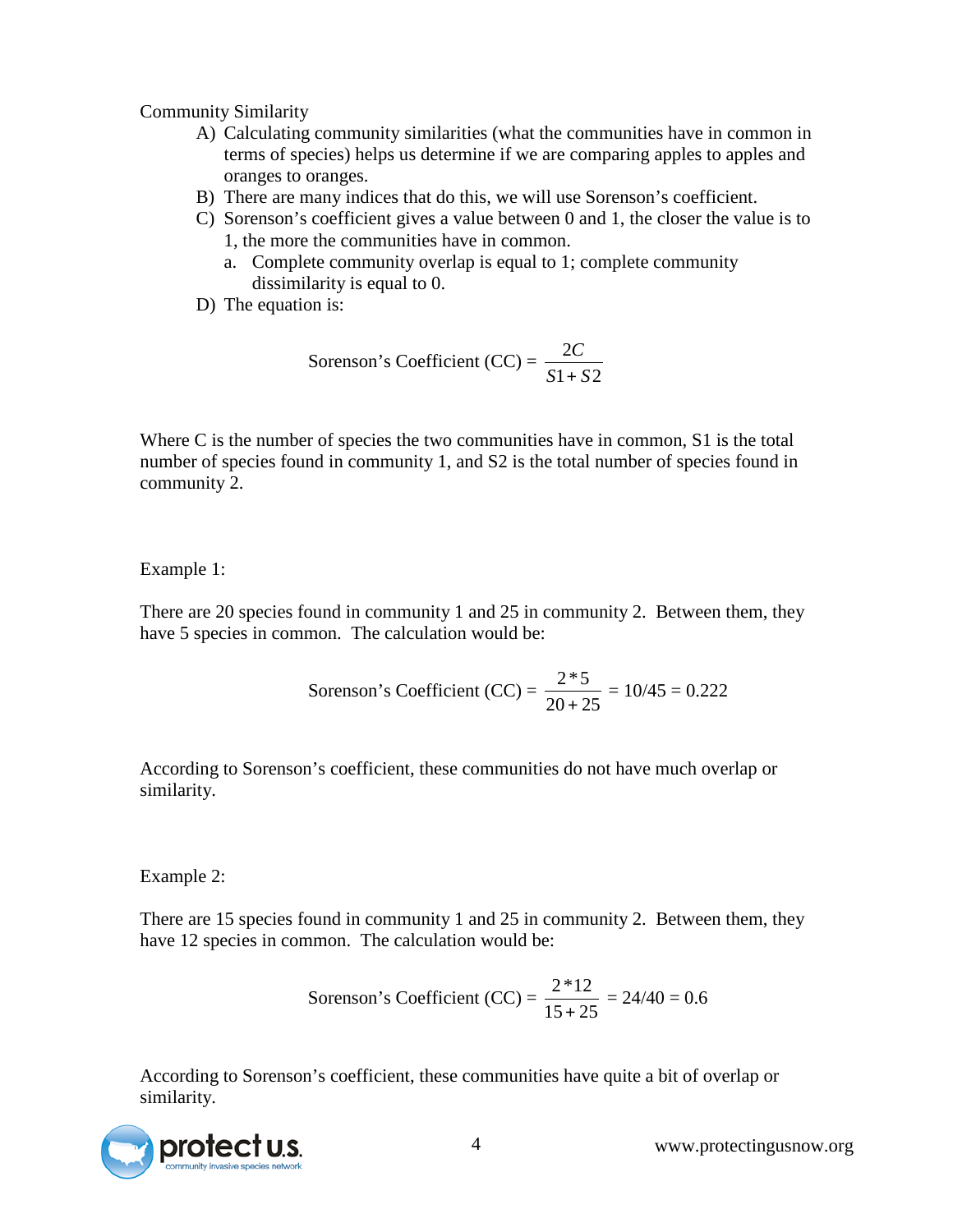Community Similarity

A) Calculating community similarities (what the communities have in common in terms of species) helps us determine if we are comparing apples to apples and oranges to oranges.
B) There are many indices that do this, we will use Sorenson's coefficient.
C) Sorenson's coefficient gives a value between 0 and 1, the closer the value is to 1, the more the communities have in common.
    a. Complete community overlap is equal to 1; complete community dissimilarity is equal to 0.
D) The equation is:

$$\text{Sorenson's Coefficient (CC)} = \frac{2C}{S1 + S2}$$

Where C is the number of species the two communities have in common, S1 is the total number of species found in community 1, and S2 is the total number of species found in community 2.

Example 1:

There are 20 species found in community 1 and 25 in community 2. Between them, they have 5 species in common. The calculation would be:

$$\text{Sorenson's Coefficient (CC)} = \frac{2 * 5}{20 + 25} = 10/45 = 0.222$$

According to Sorenson's coefficient, these communities do not have much overlap or similarity.

Example 2:

There are 15 species found in community 1 and 25 in community 2. Between them, they have 12 species in common. The calculation would be:

$$\text{Sorenson's Coefficient (CC)} = \frac{2 * 12}{15 + 25} = 24/40 = 0.6$$

According to Sorenson's coefficient, these communities have quite a bit of overlap or similarity.